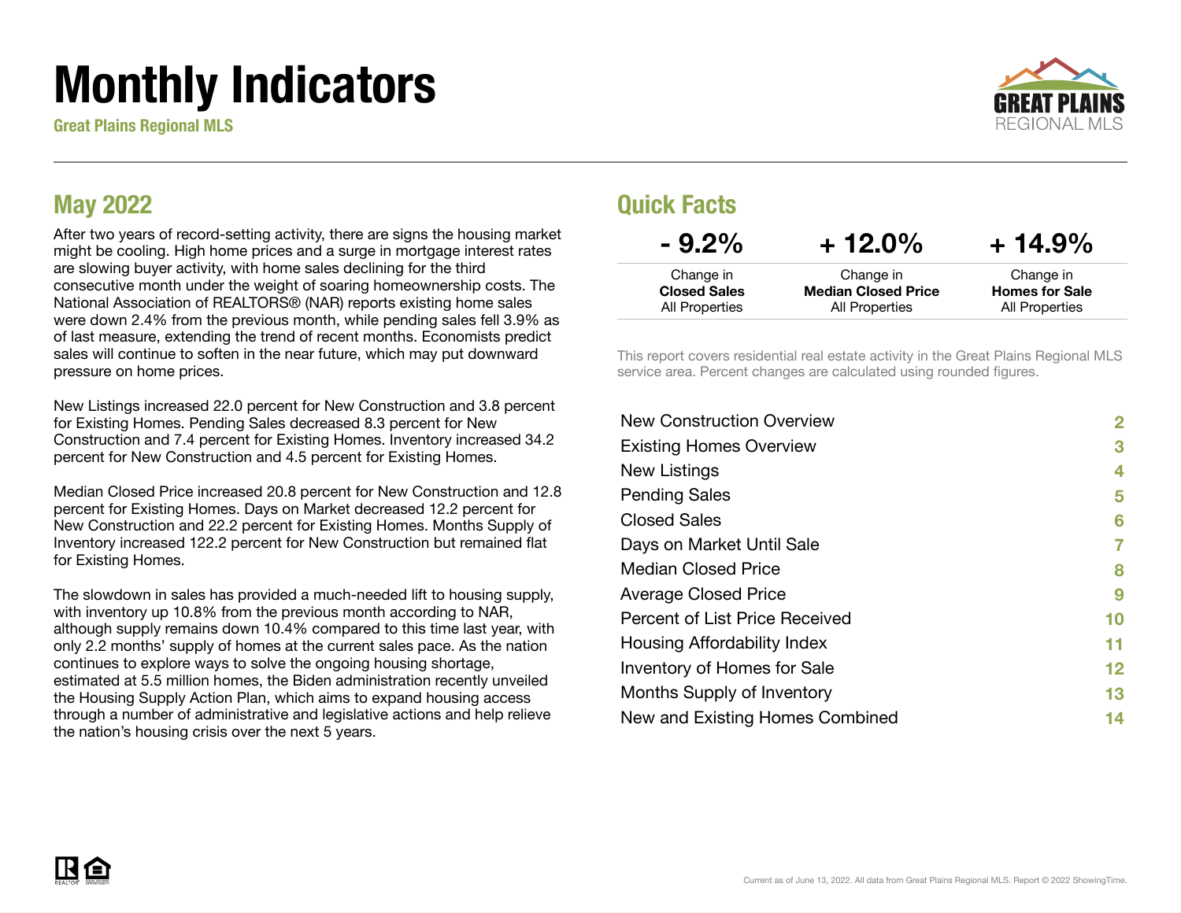# Monthly Indicators

**Great Plains Regional MLS**

## May 2022

After two years of record-setting activity, there are signs the housing market might be cooling. High home prices and a surge in mortgage interest rates are slowing buyer activity, with home sales declining for the third consecutive month under the weight of soaring homeownership costs. The National Association of REALTORS® (NAR) reports existing home sales were down 2.4% from the previous month, while pending sales fell 3.9% as of last measure, extending the trend of recent months. Economists predict sales will continue to soften in the near future, which may put downward pressure on home prices.

New Listings increased 22.0 percent for New Construction and 3.8 percent for Existing Homes. Pending Sales decreased 8.3 percent for New Construction and 7.4 percent for Existing Homes. Inventory increased 34.2 percent for New Construction and 4.5 percent for Existing Homes.

Median Closed Price increased 20.8 percent for New Construction and 12.8 percent for Existing Homes. Days on Market decreased 12.2 percent for New Construction and 22.2 percent for Existing Homes. Months Supply of Inventory increased 122.2 percent for New Construction but remained flat for Existing Homes.

The slowdown in sales has provided a much-needed lift to housing supply, with inventory up 10.8% from the previous month according to NAR, although supply remains down 10.4% compared to this time last year, with only 2.2 months' supply of homes at the current sales pace. As the nation continues to explore ways to solve the ongoing housing shortage, estimated at 5.5 million homes, the Biden administration recently unveiled the Housing Supply Action Plan, which aims to expand housing access through a number of administrative and legislative actions and help relieve the nation's housing crisis over the next 5 years.

## Quick Facts

| - 9.2% | + 12.0% | + 14.9% |
|---|---|---|
| Change in **Closed Sales** All Properties | Change in **Median Closed Price** All Properties | Change in **Homes for Sale** All Properties |

This report covers residential real estate activity in the Great Plains Regional MLS service area. Percent changes are calculated using rounded figures.

| | |
|---|---|
| New Construction Overview | 2 |
| Existing Homes Overview | 3 |
| New Listings | 4 |
| Pending Sales | 5 |
| Closed Sales | 6 |
| Days on Market Until Sale | 7 |
| Median Closed Price | 8 |
| Average Closed Price | 9 |
| Percent of List Price Received | 10 |
| Housing Affordability Index | 11 |
| Inventory of Homes for Sale | 12 |
| Months Supply of Inventory | 13 |
| New and Existing Homes Combined | 14 |

Current as of June 13, 2022. All data from Great Plains Regional MLS. Report © 2022 ShowingTime.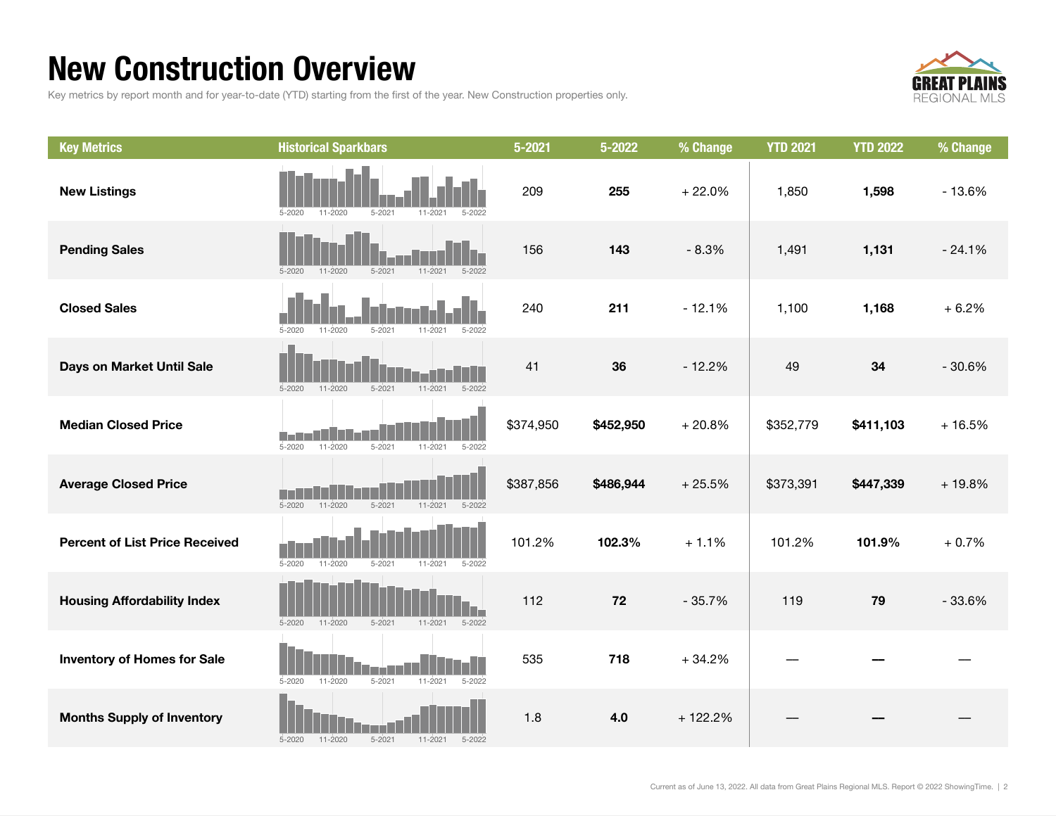# New Construction Overview

Key metrics by report month and for year-to-date (YTD) starting from the first of the year. New Construction properties only.

| Key Metrics | Historical Sparkbars | 5-2021 | 5-2022 | % Change | YTD 2021 | YTD 2022 | % Change |
|---|---|---|---|---|---|---|---|
| **New Listings** | 5-2020 11-2020 5-2021 11-2021 5-2022 | 209 | **255** | + 22.0% | 1,850 | **1,598** | - 13.6% |
| **Pending Sales** | 5-2020 11-2020 5-2021 11-2021 5-2022 | 156 | **143** | - 8.3% | 1,491 | **1,131** | - 24.1% |
| **Closed Sales** | 5-2020 11-2020 5-2021 11-2021 5-2022 | 240 | **211** | - 12.1% | 1,100 | **1,168** | + 6.2% |
| **Days on Market Until Sale** | 5-2020 11-2020 5-2021 11-2021 5-2022 | 41 | **36** | - 12.2% | 49 | **34** | - 30.6% |
| **Median Closed Price** | 5-2020 11-2020 5-2021 11-2021 5-2022 | $374,950 | **$452,950** | + 20.8% | $352,779 | **$411,103** | + 16.5% |
| **Average Closed Price** | 5-2020 11-2020 5-2021 11-2021 5-2022 | $387,856 | **$486,944** | + 25.5% | $373,391 | **$447,339** | + 19.8% |
| **Percent of List Price Received** | 5-2020 11-2020 5-2021 11-2021 5-2022 | 101.2% | **102.3%** | + 1.1% | 101.2% | **101.9%** | + 0.7% |
| **Housing Affordability Index** | 5-2020 11-2020 5-2021 11-2021 5-2022 | 112 | **72** | - 35.7% | 119 | **79** | - 33.6% |
| **Inventory of Homes for Sale** | 5-2020 11-2020 5-2021 11-2021 5-2022 | 535 | **718** | + 34.2% | — | **—** | — |
| **Months Supply of Inventory** | 5-2020 11-2020 5-2021 11-2021 5-2022 | 1.8 | **4.0** | + 122.2% | — | **—** | — |

Current as of June 13, 2022. All data from Great Plains Regional MLS. Report © 2022 ShowingTime.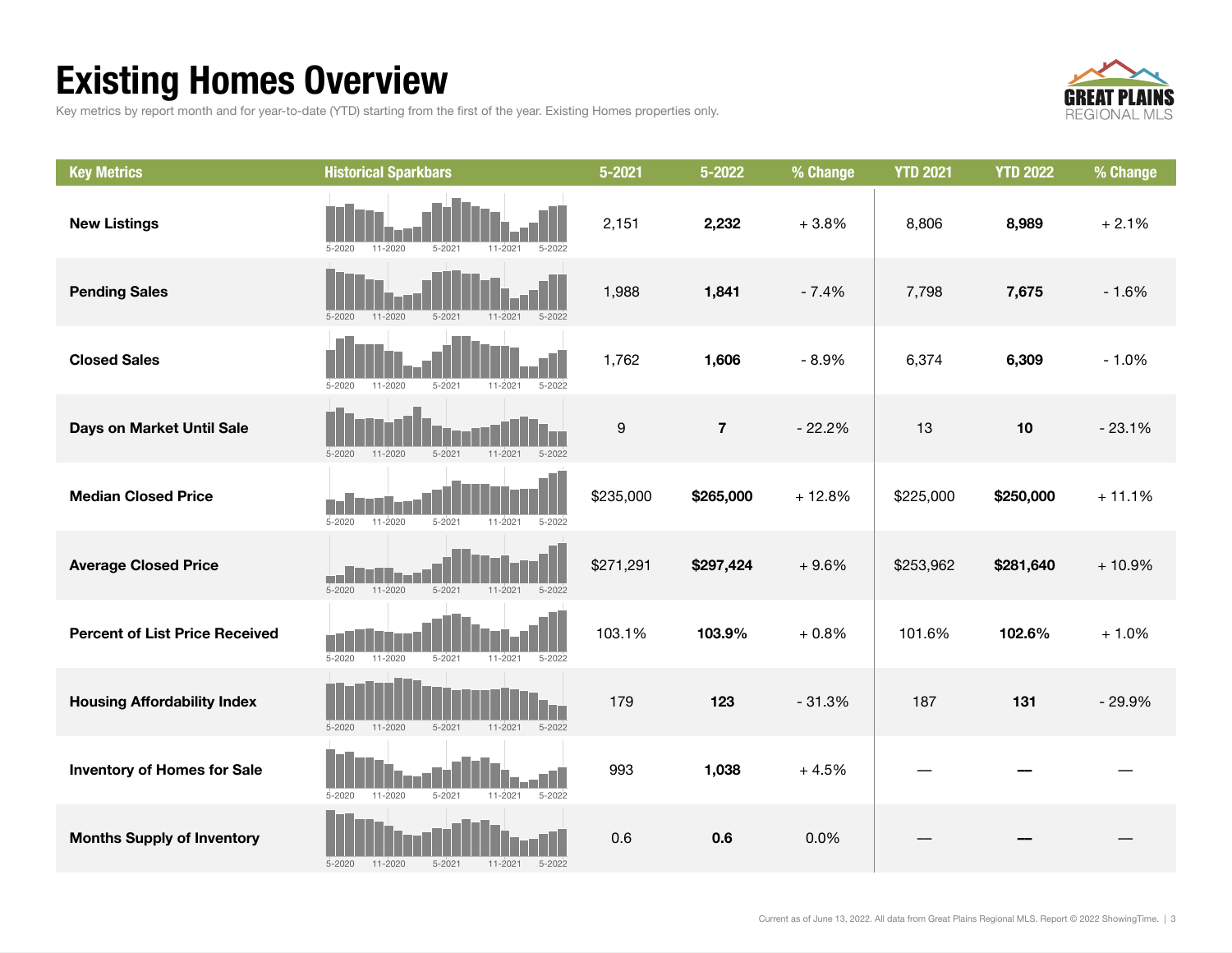# Existing Homes Overview

Key metrics by report month and for year-to-date (YTD) starting from the first of the year. Existing Homes properties only.

| Key Metrics | Historical Sparkbars | 5-2021 | 5-2022 | % Change | YTD 2021 | YTD 2022 | % Change |
|---|---|---|---|---|---|---|---|
| New Listings | 5-2020 11-2020 5-2021 11-2021 5-2022 | 2,151 | **2,232** | + 3.8% | 8,806 | **8,989** | + 2.1% |
| Pending Sales | 5-2020 11-2020 5-2021 11-2021 5-2022 | 1,988 | **1,841** | - 7.4% | 7,798 | **7,675** | - 1.6% |
| Closed Sales | 5-2020 11-2020 5-2021 11-2021 5-2022 | 1,762 | **1,606** | - 8.9% | 6,374 | **6,309** | - 1.0% |
| Days on Market Until Sale | 5-2020 11-2020 5-2021 11-2021 5-2022 | 9 | **7** | - 22.2% | 13 | **10** | - 23.1% |
| Median Closed Price | 5-2020 11-2020 5-2021 11-2021 5-2022 | $235,000 | **$265,000** | + 12.8% | $225,000 | **$250,000** | + 11.1% |
| Average Closed Price | 5-2020 11-2020 5-2021 11-2021 5-2022 | $271,291 | **$297,424** | + 9.6% | $253,962 | **$281,640** | + 10.9% |
| Percent of List Price Received | 5-2020 11-2020 5-2021 11-2021 5-2022 | 103.1% | **103.9%** | + 0.8% | 101.6% | **102.6%** | + 1.0% |
| Housing Affordability Index | 5-2020 11-2020 5-2021 11-2021 5-2022 | 179 | **123** | - 31.3% | 187 | **131** | - 29.9% |
| Inventory of Homes for Sale | 5-2020 11-2020 5-2021 11-2021 5-2022 | 993 | **1,038** | + 4.5% | — | **—** | — |
| Months Supply of Inventory | 5-2020 11-2020 5-2021 11-2021 5-2022 | 0.6 | **0.6** | 0.0% | — | **—** | — |

Current as of June 13, 2022. All data from Great Plains Regional MLS. Report © 2022 ShowingTime.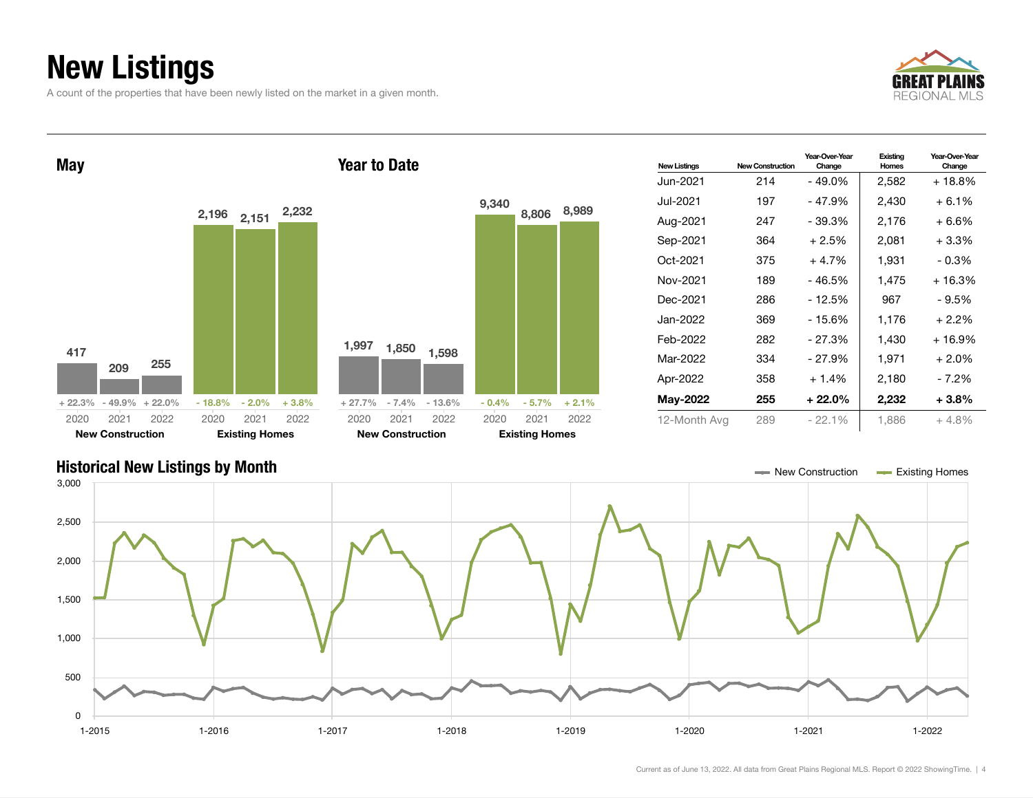# New Listings

A count of the properties that have been newly listed on the market in a given month.

## May

| | 2020 | 2021 | 2022 |
|---|---|---|---|
| New Construction | 417 | 209 | 255 |
| Change | + 22.3% | - 49.9% | + 22.0% |
| Existing Homes | 2,196 | 2,151 | 2,232 |
| Change | - 18.8% | - 2.0% | + 3.8% |

## Year to Date

| | 2020 | 2021 | 2022 |
|---|---|---|---|
| New Construction | 1,997 | 1,850 | 1,598 |
| Change | + 27.7% | - 7.4% | - 13.6% |
| Existing Homes | 9,340 | 8,806 | 8,989 |
| Change | - 0.4% | - 5.7% | + 2.1% |

| New Listings | New Construction | Year-Over-Year Change | Existing Homes | Year-Over-Year Change |
|---|---|---|---|---|
| Jun-2021 | 214 | - 49.0% | 2,582 | + 18.8% |
| Jul-2021 | 197 | - 47.9% | 2,430 | + 6.1% |
| Aug-2021 | 247 | - 39.3% | 2,176 | + 6.6% |
| Sep-2021 | 364 | + 2.5% | 2,081 | + 3.3% |
| Oct-2021 | 375 | + 4.7% | 1,931 | - 0.3% |
| Nov-2021 | 189 | - 46.5% | 1,475 | + 16.3% |
| Dec-2021 | 286 | - 12.5% | 967 | - 9.5% |
| Jan-2022 | 369 | - 15.6% | 1,176 | + 2.2% |
| Feb-2022 | 282 | - 27.3% | 1,430 | + 16.9% |
| Mar-2022 | 334 | - 27.9% | 1,971 | + 2.0% |
| Apr-2022 | 358 | + 1.4% | 2,180 | - 7.2% |
| **May-2022** | **255** | **+ 22.0%** | **2,232** | **+ 3.8%** |
| 12-Month Avg | 289 | - 22.1% | 1,886 | + 4.8% |

## Historical New Listings by Month

Legend: New Construction, Existing Homes

Y-axis: 0 to 3,000. X-axis: 1-2015, 1-2016, 1-2017, 1-2018, 1-2019, 1-2020, 1-2021, 1-2022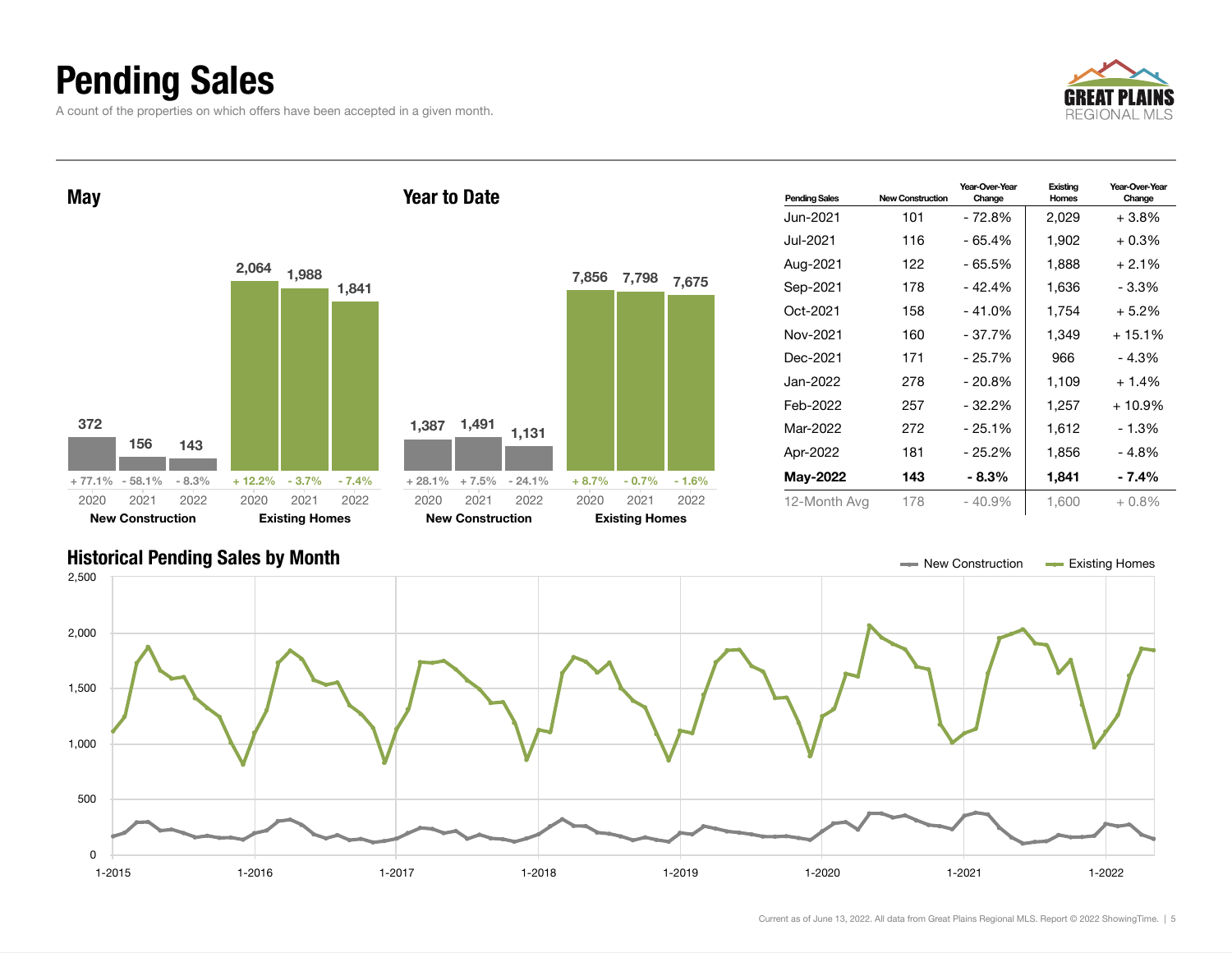# Pending Sales

A count of the properties on which offers have been accepted in a given month.

## May

| | 2020 | 2021 | 2022 |
|---|---|---|---|
| New Construction | 372 | 156 | 143 |
| Change | + 77.1% | - 58.1% | - 8.3% |
| Existing Homes | 2,064 | 1,988 | 1,841 |
| Change | + 12.2% | - 3.7% | - 7.4% |

## Year to Date

| | 2020 | 2021 | 2022 |
|---|---|---|---|
| New Construction | 1,387 | 1,491 | 1,131 |
| Change | + 28.1% | + 7.5% | - 24.1% |
| Existing Homes | 7,856 | 7,798 | 7,675 |
| Change | + 8.7% | - 0.7% | - 1.6% |

| Pending Sales | New Construction | Year-Over-Year Change | Existing Homes | Year-Over-Year Change |
|---|---|---|---|---|
| Jun-2021 | 101 | - 72.8% | 2,029 | + 3.8% |
| Jul-2021 | 116 | - 65.4% | 1,902 | + 0.3% |
| Aug-2021 | 122 | - 65.5% | 1,888 | + 2.1% |
| Sep-2021 | 178 | - 42.4% | 1,636 | - 3.3% |
| Oct-2021 | 158 | - 41.0% | 1,754 | + 5.2% |
| Nov-2021 | 160 | - 37.7% | 1,349 | + 15.1% |
| Dec-2021 | 171 | - 25.7% | 966 | - 4.3% |
| Jan-2022 | 278 | - 20.8% | 1,109 | + 1.4% |
| Feb-2022 | 257 | - 32.2% | 1,257 | + 10.9% |
| Mar-2022 | 272 | - 25.1% | 1,612 | - 1.3% |
| Apr-2022 | 181 | - 25.2% | 1,856 | - 4.8% |
| **May-2022** | **143** | **- 8.3%** | **1,841** | **- 7.4%** |
| 12-Month Avg | 178 | - 40.9% | 1,600 | + 0.8% |

## Historical Pending Sales by Month

New Construction / Existing Homes

Current as of June 13, 2022. All data from Great Plains Regional MLS. Report © 2022 ShowingTime.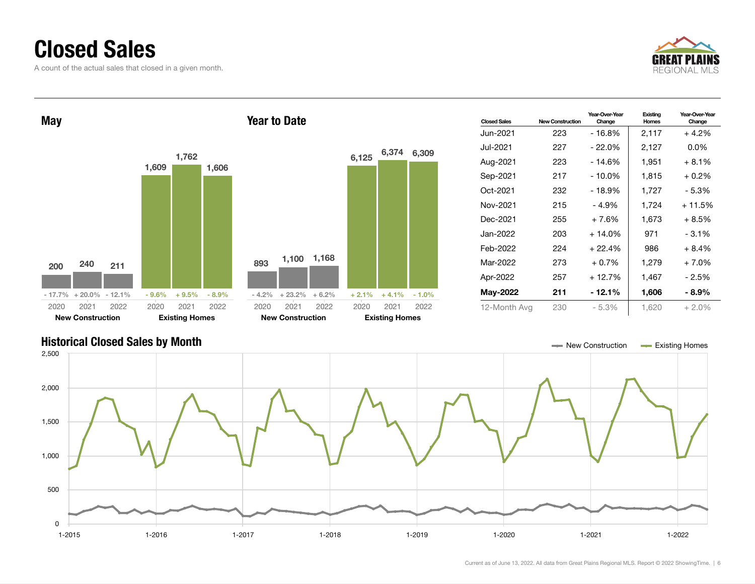# Closed Sales

A count of the actual sales that closed in a given month.

GREAT PLAINS REGIONAL MLS

## May

| | 2020 | 2021 | 2022 |
|---|---|---|---|
| New Construction | 200 | 240 | 211 |
| | - 17.7% | + 20.0% | - 12.1% |
| Existing Homes | 1,609 | 1,762 | 1,606 |
| | - 9.6% | + 9.5% | - 8.9% |

## Year to Date

| | 2020 | 2021 | 2022 |
|---|---|---|---|
| New Construction | 893 | 1,100 | 1,168 |
| | - 4.2% | + 23.2% | + 6.2% |
| Existing Homes | 6,125 | 6,374 | 6,309 |
| | + 2.1% | + 4.1% | - 1.0% |

| Closed Sales | New Construction | Year-Over-Year Change | Existing Homes | Year-Over-Year Change |
|---|---|---|---|---|
| Jun-2021 | 223 | - 16.8% | 2,117 | + 4.2% |
| Jul-2021 | 227 | - 22.0% | 2,127 | 0.0% |
| Aug-2021 | 223 | - 14.6% | 1,951 | + 8.1% |
| Sep-2021 | 217 | - 10.0% | 1,815 | + 0.2% |
| Oct-2021 | 232 | - 18.9% | 1,727 | - 5.3% |
| Nov-2021 | 215 | - 4.9% | 1,724 | + 11.5% |
| Dec-2021 | 255 | + 7.6% | 1,673 | + 8.5% |
| Jan-2022 | 203 | + 14.0% | 971 | - 3.1% |
| Feb-2022 | 224 | + 22.4% | 986 | + 8.4% |
| Mar-2022 | 273 | + 0.7% | 1,279 | + 7.0% |
| Apr-2022 | 257 | + 12.7% | 1,467 | - 2.5% |
| **May-2022** | **211** | **- 12.1%** | **1,606** | **- 8.9%** |
| 12-Month Avg | 230 | - 5.3% | 1,620 | + 2.0% |

## Historical Closed Sales by Month

Current as of June 13, 2022. All data from Great Plains Regional MLS. Report © 2022 ShowingTime.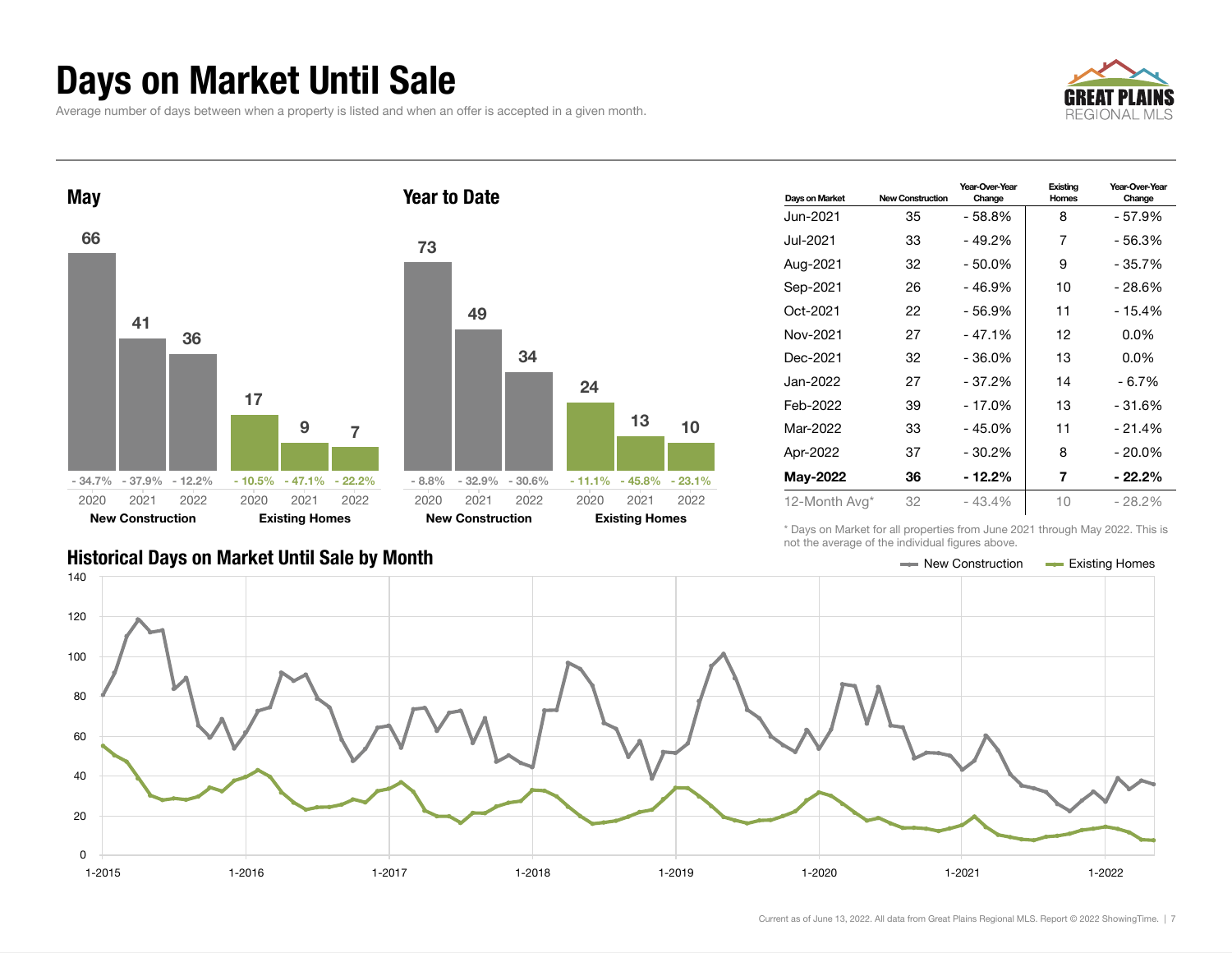# Days on Market Until Sale

Average number of days between when a property is listed and when an offer is accepted in a given month.

## May

| | New Construction | | | Existing Homes | | |
|---|---|---|---|---|---|---|
| | 2020 | 2021 | 2022 | 2020 | 2021 | 2022 |
| Days | 66 | 41 | 36 | 17 | 9 | 7 |
| Change | - 34.7% | - 37.9% | - 12.2% | - 10.5% | - 47.1% | - 22.2% |

## Year to Date

| | New Construction | | | Existing Homes | | |
|---|---|---|---|---|---|---|
| | 2020 | 2021 | 2022 | 2020 | 2021 | 2022 |
| Days | 73 | 49 | 34 | 24 | 13 | 10 |
| Change | - 8.8% | - 32.9% | - 30.6% | - 11.1% | - 45.8% | - 23.1% |

| Days on Market | New Construction | Year-Over-Year Change | Existing Homes | Year-Over-Year Change |
|---|---|---|---|---|
| Jun-2021 | 35 | - 58.8% | 8 | - 57.9% |
| Jul-2021 | 33 | - 49.2% | 7 | - 56.3% |
| Aug-2021 | 32 | - 50.0% | 9 | - 35.7% |
| Sep-2021 | 26 | - 46.9% | 10 | - 28.6% |
| Oct-2021 | 22 | - 56.9% | 11 | - 15.4% |
| Nov-2021 | 27 | - 47.1% | 12 | 0.0% |
| Dec-2021 | 32 | - 36.0% | 13 | 0.0% |
| Jan-2022 | 27 | - 37.2% | 14 | - 6.7% |
| Feb-2022 | 39 | - 17.0% | 13 | - 31.6% |
| Mar-2022 | 33 | - 45.0% | 11 | - 21.4% |
| Apr-2022 | 37 | - 30.2% | 8 | - 20.0% |
| **May-2022** | **36** | **- 12.2%** | **7** | **- 22.2%** |
| 12-Month Avg* | 32 | - 43.4% | 10 | - 28.2% |

\* Days on Market for all properties from June 2021 through May 2022. This is not the average of the individual figures above.

## Historical Days on Market Until Sale by Month

New Construction — Existing Homes

Current as of June 13, 2022. All data from Great Plains Regional MLS. Report © 2022 ShowingTime.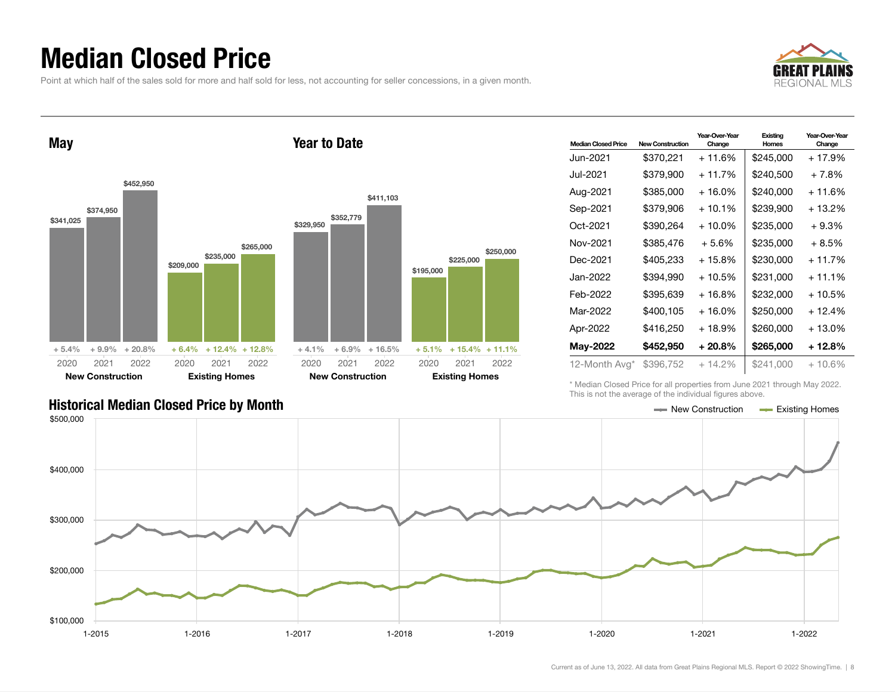# Median Closed Price

Point at which half of the sales sold for more and half sold for less, not accounting for seller concessions, in a given month.

## May

| | 2020 | 2021 | 2022 |
|---|---|---|---|
| New Construction | $341,025 | $374,950 | $452,950 |
| Year-Over-Year Change | + 5.4% | + 9.9% | + 20.8% |
| Existing Homes | $209,000 | $235,000 | $265,000 |
| Year-Over-Year Change | + 6.4% | + 12.4% | + 12.8% |

## Year to Date

| | 2020 | 2021 | 2022 |
|---|---|---|---|
| New Construction | $329,950 | $352,779 | $411,103 |
| Year-Over-Year Change | + 4.1% | + 6.9% | + 16.5% |
| Existing Homes | $195,000 | $225,000 | $250,000 |
| Year-Over-Year Change | + 5.1% | + 15.4% | + 11.1% |

| Median Closed Price | New Construction | Year-Over-Year Change | Existing Homes | Year-Over-Year Change |
|---|---|---|---|---|
| Jun-2021 | $370,221 | + 11.6% | $245,000 | + 17.9% |
| Jul-2021 | $379,900 | + 11.7% | $240,500 | + 7.8% |
| Aug-2021 | $385,000 | + 16.0% | $240,000 | + 11.6% |
| Sep-2021 | $379,906 | + 10.1% | $239,900 | + 13.2% |
| Oct-2021 | $390,264 | + 10.0% | $235,000 | + 9.3% |
| Nov-2021 | $385,476 | + 5.6% | $235,000 | + 8.5% |
| Dec-2021 | $405,233 | + 15.8% | $230,000 | + 11.7% |
| Jan-2022 | $394,990 | + 10.5% | $231,000 | + 11.1% |
| Feb-2022 | $395,639 | + 16.8% | $232,000 | + 10.5% |
| Mar-2022 | $400,105 | + 16.0% | $250,000 | + 12.4% |
| Apr-2022 | $416,250 | + 18.9% | $260,000 | + 13.0% |
| **May-2022** | **$452,950** | **+ 20.8%** | **$265,000** | **+ 12.8%** |
| 12-Month Avg* | $396,752 | + 14.2% | $241,000 | + 10.6% |

\* Median Closed Price for all properties from June 2021 through May 2022. This is not the average of the individual figures above.

## Historical Median Closed Price by Month

New Construction — Existing Homes

Current as of June 13, 2022. All data from Great Plains Regional MLS. Report © 2022 ShowingTime.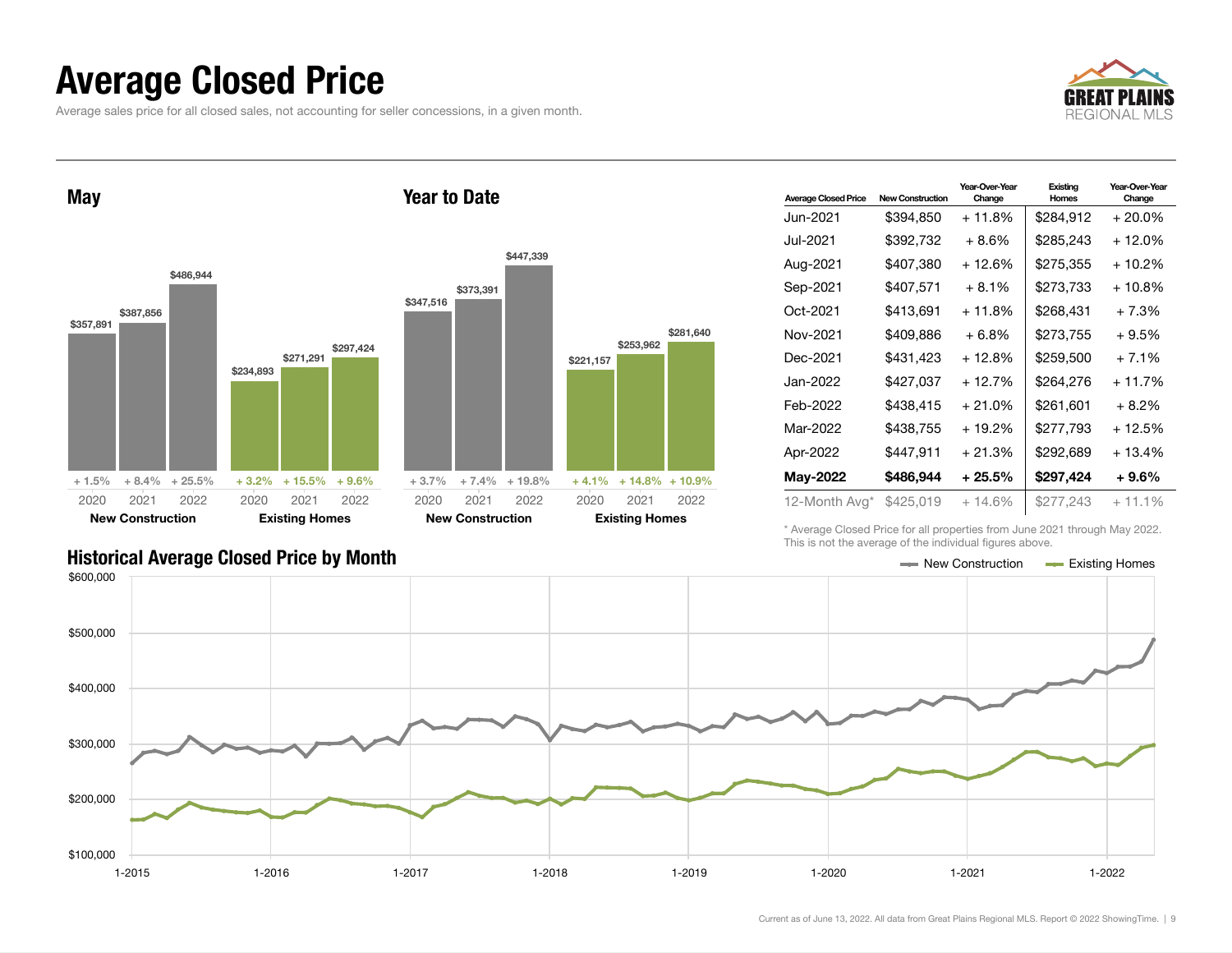# Average Closed Price

Average sales price for all closed sales, not accounting for seller concessions, in a given month.

## May

| | 2020 | 2021 | 2022 |
|---|---|---|---|
| New Construction | $357,891 (+ 1.5%) | $387,856 (+ 8.4%) | $486,944 (+ 25.5%) |
| Existing Homes | $234,893 (+ 3.2%) | $271,291 (+ 15.5%) | $297,424 (+ 9.6%) |

## Year to Date

| | 2020 | 2021 | 2022 |
|---|---|---|---|
| New Construction | $347,516 (+ 3.7%) | $373,391 (+ 7.4%) | $447,339 (+ 19.8%) |
| Existing Homes | $221,157 (+ 4.1%) | $253,962 (+ 14.8%) | $281,640 (+ 10.9%) |

| Average Closed Price | New Construction | Year-Over-Year Change | Existing Homes | Year-Over-Year Change |
|---|---|---|---|---|
| Jun-2021 | $394,850 | + 11.8% | $284,912 | + 20.0% |
| Jul-2021 | $392,732 | + 8.6% | $285,243 | + 12.0% |
| Aug-2021 | $407,380 | + 12.6% | $275,355 | + 10.2% |
| Sep-2021 | $407,571 | + 8.1% | $273,733 | + 10.8% |
| Oct-2021 | $413,691 | + 11.8% | $268,431 | + 7.3% |
| Nov-2021 | $409,886 | + 6.8% | $273,755 | + 9.5% |
| Dec-2021 | $431,423 | + 12.8% | $259,500 | + 7.1% |
| Jan-2022 | $427,037 | + 12.7% | $264,276 | + 11.7% |
| Feb-2022 | $438,415 | + 21.0% | $261,601 | + 8.2% |
| Mar-2022 | $438,755 | + 19.2% | $277,793 | + 12.5% |
| Apr-2022 | $447,911 | + 21.3% | $292,689 | + 13.4% |
| **May-2022** | **$486,944** | **+ 25.5%** | **$297,424** | **+ 9.6%** |
| 12-Month Avg* | $425,019 | + 14.6% | $277,243 | + 11.1% |

\* Average Closed Price for all properties from June 2021 through May 2022. This is not the average of the individual figures above.

## Historical Average Closed Price by Month

New Construction — Existing Homes

$600,000 / $500,000 / $400,000 / $300,000 / $200,000 / $100,000

1-2015, 1-2016, 1-2017, 1-2018, 1-2019, 1-2020, 1-2021, 1-2022

Current as of June 13, 2022. All data from Great Plains Regional MLS. Report © 2022 ShowingTime.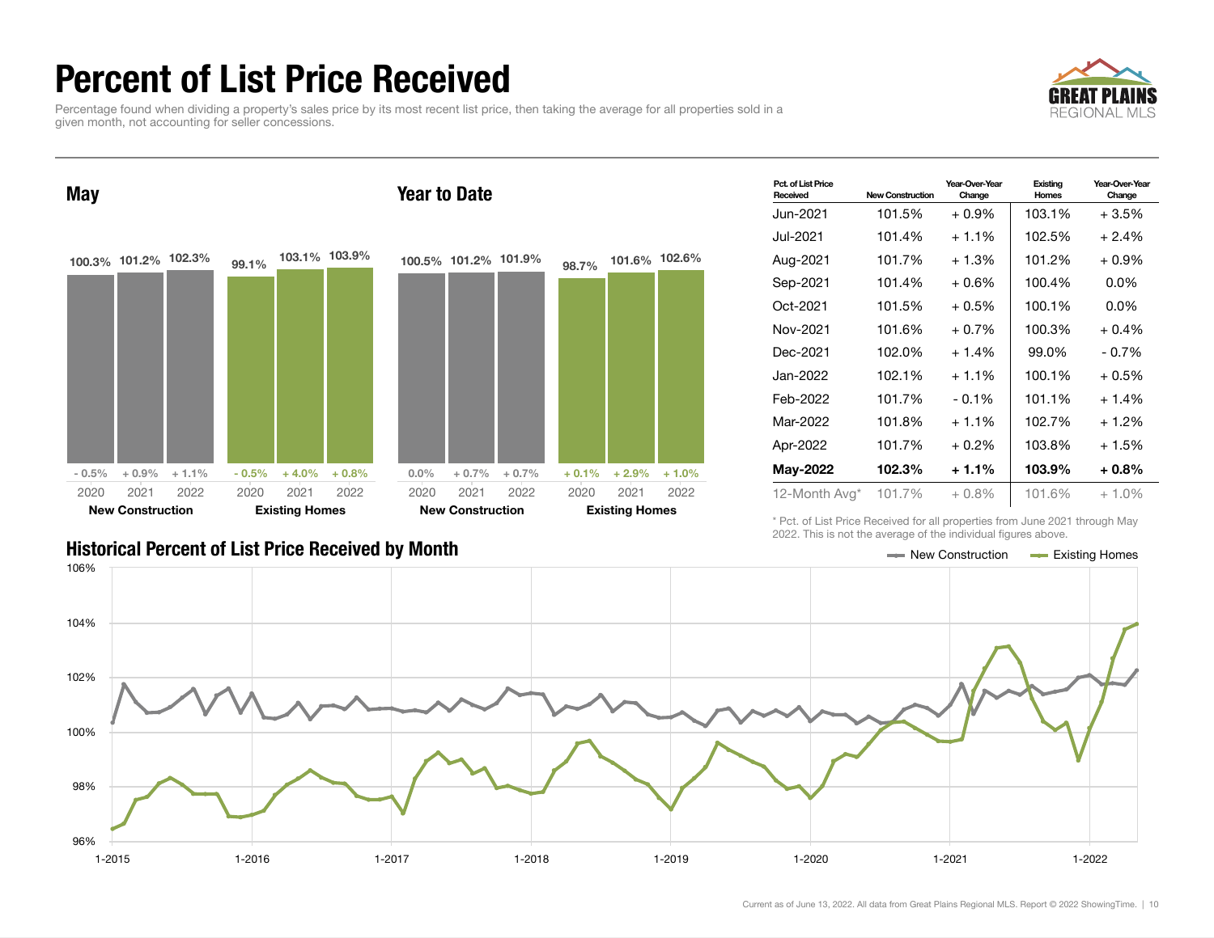# Percent of List Price Received

Percentage found when dividing a property's sales price by its most recent list price, then taking the average for all properties sold in a given month, not accounting for seller concessions.

GREAT PLAINS REGIONAL MLS

## May

| | 2020 | 2021 | 2022 |
|---|---|---|---|
| New Construction | 100.3% | 101.2% | 102.3% |
| Year-Over-Year Change | - 0.5% | + 0.9% | + 1.1% |
| Existing Homes | 99.1% | 103.1% | 103.9% |
| Year-Over-Year Change | - 0.5% | + 4.0% | + 0.8% |

## Year to Date

| | 2020 | 2021 | 2022 |
|---|---|---|---|
| New Construction | 100.5% | 101.2% | 101.9% |
| Year-Over-Year Change | 0.0% | + 0.7% | + 0.7% |
| Existing Homes | 98.7% | 101.6% | 102.6% |
| Year-Over-Year Change | + 0.1% | + 2.9% | + 1.0% |

| Pct. of List Price Received | New Construction | Year-Over-Year Change | Existing Homes | Year-Over-Year Change |
|---|---|---|---|---|
| Jun-2021 | 101.5% | + 0.9% | 103.1% | + 3.5% |
| Jul-2021 | 101.4% | + 1.1% | 102.5% | + 2.4% |
| Aug-2021 | 101.7% | + 1.3% | 101.2% | + 0.9% |
| Sep-2021 | 101.4% | + 0.6% | 100.4% | 0.0% |
| Oct-2021 | 101.5% | + 0.5% | 100.1% | 0.0% |
| Nov-2021 | 101.6% | + 0.7% | 100.3% | + 0.4% |
| Dec-2021 | 102.0% | + 1.4% | 99.0% | - 0.7% |
| Jan-2022 | 102.1% | + 1.1% | 100.1% | + 0.5% |
| Feb-2022 | 101.7% | - 0.1% | 101.1% | + 1.4% |
| Mar-2022 | 101.8% | + 1.1% | 102.7% | + 1.2% |
| Apr-2022 | 101.7% | + 0.2% | 103.8% | + 1.5% |
| **May-2022** | **102.3%** | **+ 1.1%** | **103.9%** | **+ 0.8%** |
| 12-Month Avg* | 101.7% | + 0.8% | 101.6% | + 1.0% |

\* Pct. of List Price Received for all properties from June 2021 through May 2022. This is not the average of the individual figures above.

## Historical Percent of List Price Received by Month

New Construction — Existing Homes

Current as of June 13, 2022. All data from Great Plains Regional MLS. Report © 2022 ShowingTime.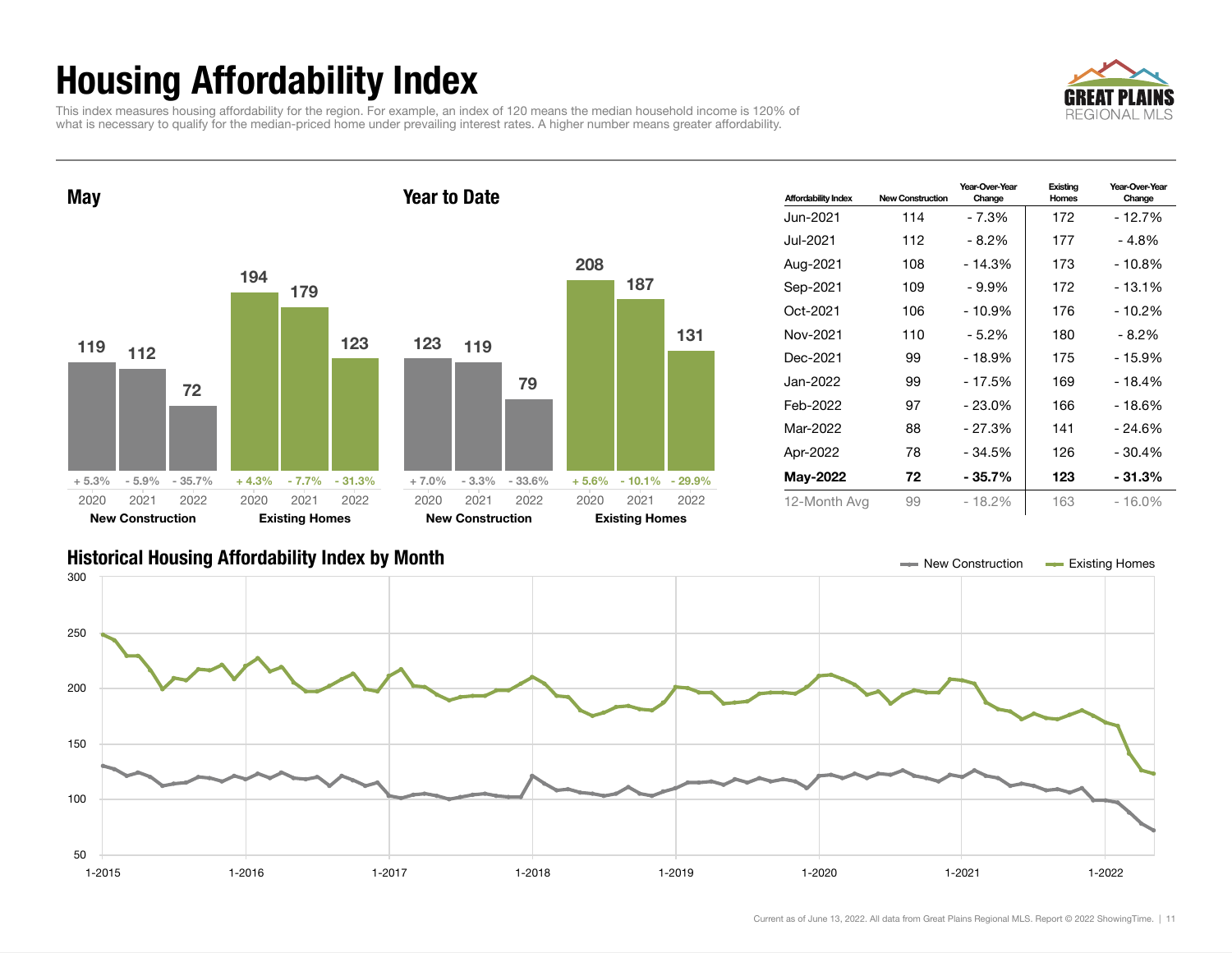# Housing Affordability Index

This index measures housing affordability for the region. For example, an index of 120 means the median household income is 120% of what is necessary to qualify for the median-priced home under prevailing interest rates. A higher number means greater affordability.

GREAT PLAINS REGIONAL MLS

## May

| | 2020 | 2021 | 2022 |
|---|---|---|---|
| New Construction | 119 (+ 5.3%) | 112 (- 5.9%) | 72 (- 35.7%) |
| Existing Homes | 194 (+ 4.3%) | 179 (- 7.7%) | 123 (- 31.3%) |

## Year to Date

| | 2020 | 2021 | 2022 |
|---|---|---|---|
| New Construction | 123 (+ 7.0%) | 119 (- 3.3%) | 79 (- 33.6%) |
| Existing Homes | 208 (+ 5.6%) | 187 (- 10.1%) | 131 (- 29.9%) |

| Affordability Index | New Construction | Year-Over-Year Change | Existing Homes | Year-Over-Year Change |
|---|---|---|---|---|
| Jun-2021 | 114 | - 7.3% | 172 | - 12.7% |
| Jul-2021 | 112 | - 8.2% | 177 | - 4.8% |
| Aug-2021 | 108 | - 14.3% | 173 | - 10.8% |
| Sep-2021 | 109 | - 9.9% | 172 | - 13.1% |
| Oct-2021 | 106 | - 10.9% | 176 | - 10.2% |
| Nov-2021 | 110 | - 5.2% | 180 | - 8.2% |
| Dec-2021 | 99 | - 18.9% | 175 | - 15.9% |
| Jan-2022 | 99 | - 17.5% | 169 | - 18.4% |
| Feb-2022 | 97 | - 23.0% | 166 | - 18.6% |
| Mar-2022 | 88 | - 27.3% | 141 | - 24.6% |
| Apr-2022 | 78 | - 34.5% | 126 | - 30.4% |
| **May-2022** | **72** | **- 35.7%** | **123** | **- 31.3%** |
| 12-Month Avg | 99 | - 18.2% | 163 | - 16.0% |

## Historical Housing Affordability Index by Month

New Construction — Existing Homes

Current as of June 13, 2022. All data from Great Plains Regional MLS. Report © 2022 ShowingTime.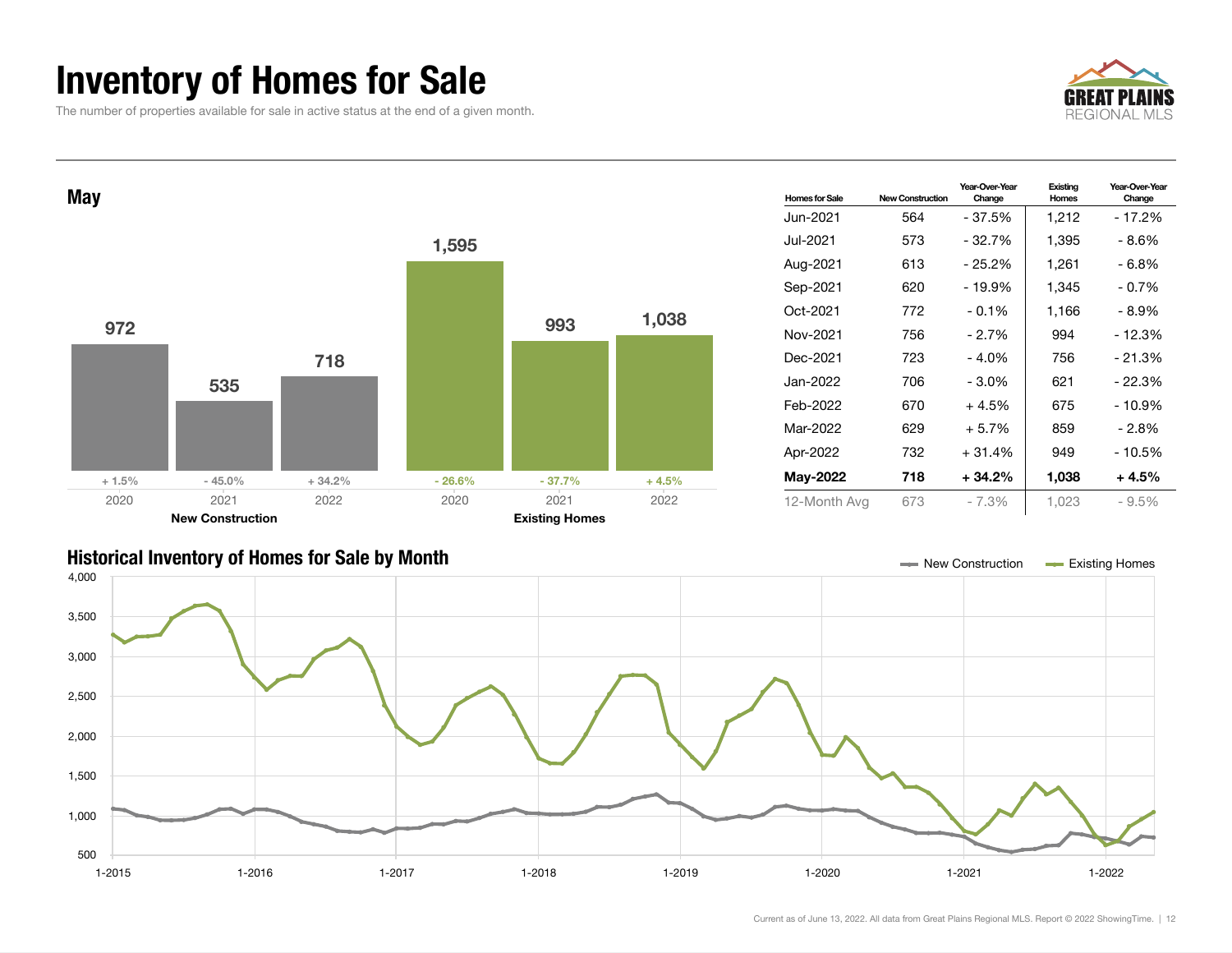# Inventory of Homes for Sale

The number of properties available for sale in active status at the end of a given month.

## May

| | 2020 | 2021 | 2022 |
|---|---|---|---|
| New Construction | 972 | 535 | 718 |
| Change | + 1.5% | - 45.0% | + 34.2% |
| Existing Homes | 1,595 | 993 | 1,038 |
| Change | - 26.6% | - 37.7% | + 4.5% |

| Homes for Sale | New Construction | Year-Over-Year Change | Existing Homes | Year-Over-Year Change |
|---|---|---|---|---|
| Jun-2021 | 564 | - 37.5% | 1,212 | - 17.2% |
| Jul-2021 | 573 | - 32.7% | 1,395 | - 8.6% |
| Aug-2021 | 613 | - 25.2% | 1,261 | - 6.8% |
| Sep-2021 | 620 | - 19.9% | 1,345 | - 0.7% |
| Oct-2021 | 772 | - 0.1% | 1,166 | - 8.9% |
| Nov-2021 | 756 | - 2.7% | 994 | - 12.3% |
| Dec-2021 | 723 | - 4.0% | 756 | - 21.3% |
| Jan-2022 | 706 | - 3.0% | 621 | - 22.3% |
| Feb-2022 | 670 | + 4.5% | 675 | - 10.9% |
| Mar-2022 | 629 | + 5.7% | 859 | - 2.8% |
| Apr-2022 | 732 | + 31.4% | 949 | - 10.5% |
| **May-2022** | **718** | **+ 34.2%** | **1,038** | **+ 4.5%** |
| 12-Month Avg | 673 | - 7.3% | 1,023 | - 9.5% |

## Historical Inventory of Homes for Sale by Month

New Construction — Existing Homes

Current as of June 13, 2022. All data from Great Plains Regional MLS. Report © 2022 ShowingTime.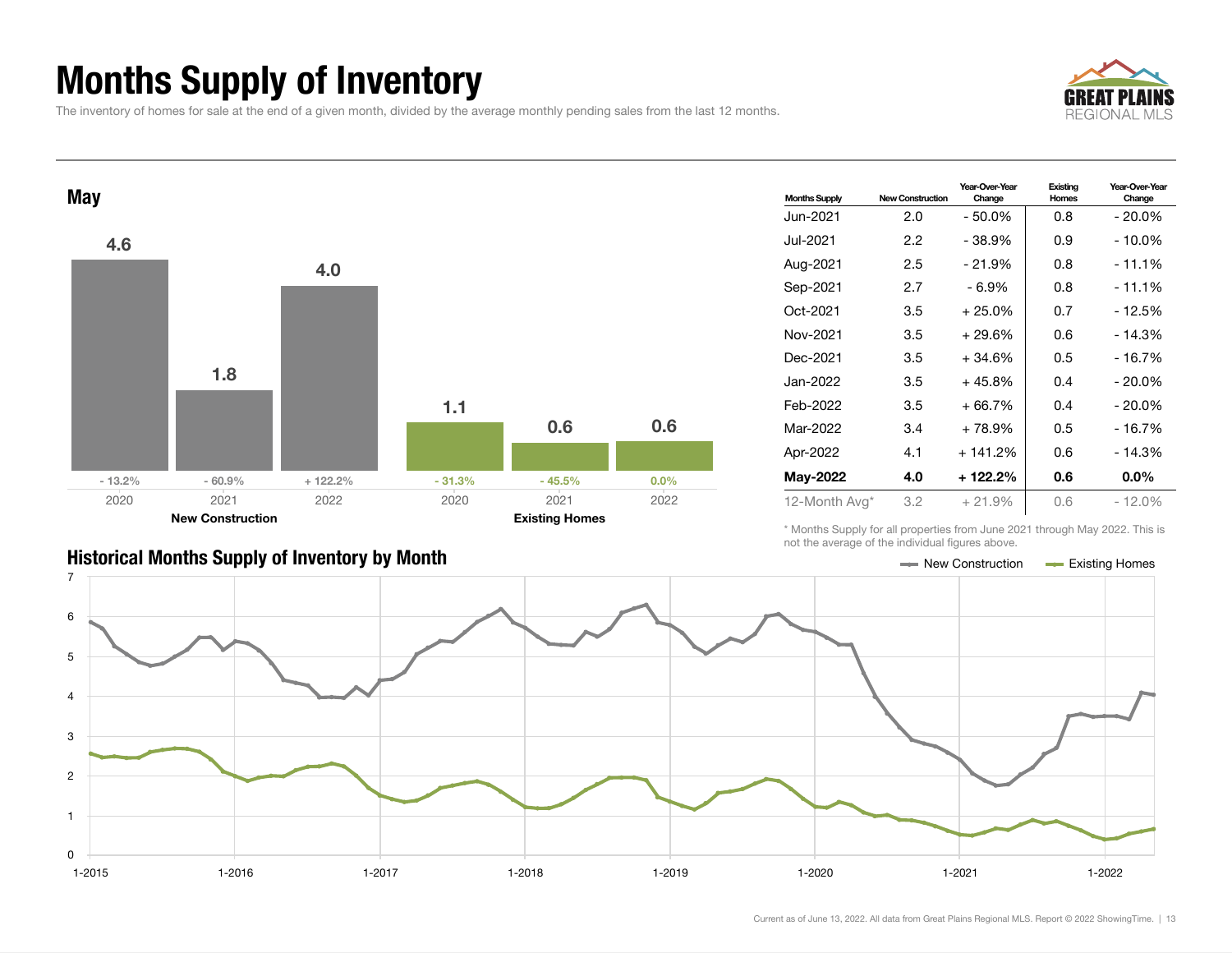# Months Supply of Inventory

The inventory of homes for sale at the end of a given month, divided by the average monthly pending sales from the last 12 months.

## May

| | New Construction | | | Existing Homes | | |
|---|---|---|---|---|---|---|
| | 2020 | 2021 | 2022 | 2020 | 2021 | 2022 |
| Months Supply | 4.6 | 1.8 | 4.0 | 1.1 | 0.6 | 0.6 |
| Change | - 13.2% | - 60.9% | + 122.2% | - 31.3% | - 45.5% | 0.0% |

| Months Supply | New Construction | Year-Over-Year Change | Existing Homes | Year-Over-Year Change |
|---|---|---|---|---|
| Jun-2021 | 2.0 | - 50.0% | 0.8 | - 20.0% |
| Jul-2021 | 2.2 | - 38.9% | 0.9 | - 10.0% |
| Aug-2021 | 2.5 | - 21.9% | 0.8 | - 11.1% |
| Sep-2021 | 2.7 | - 6.9% | 0.8 | - 11.1% |
| Oct-2021 | 3.5 | + 25.0% | 0.7 | - 12.5% |
| Nov-2021 | 3.5 | + 29.6% | 0.6 | - 14.3% |
| Dec-2021 | 3.5 | + 34.6% | 0.5 | - 16.7% |
| Jan-2022 | 3.5 | + 45.8% | 0.4 | - 20.0% |
| Feb-2022 | 3.5 | + 66.7% | 0.4 | - 20.0% |
| Mar-2022 | 3.4 | + 78.9% | 0.5 | - 16.7% |
| Apr-2022 | 4.1 | + 141.2% | 0.6 | - 14.3% |
| **May-2022** | **4.0** | **+ 122.2%** | **0.6** | **0.0%** |
| 12-Month Avg* | 3.2 | + 21.9% | 0.6 | - 12.0% |

* Months Supply for all properties from June 2021 through May 2022. This is not the average of the individual figures above.

## Historical Months Supply of Inventory by Month

New Construction — Existing Homes

Current as of June 13, 2022. All data from Great Plains Regional MLS. Report © 2022 ShowingTime.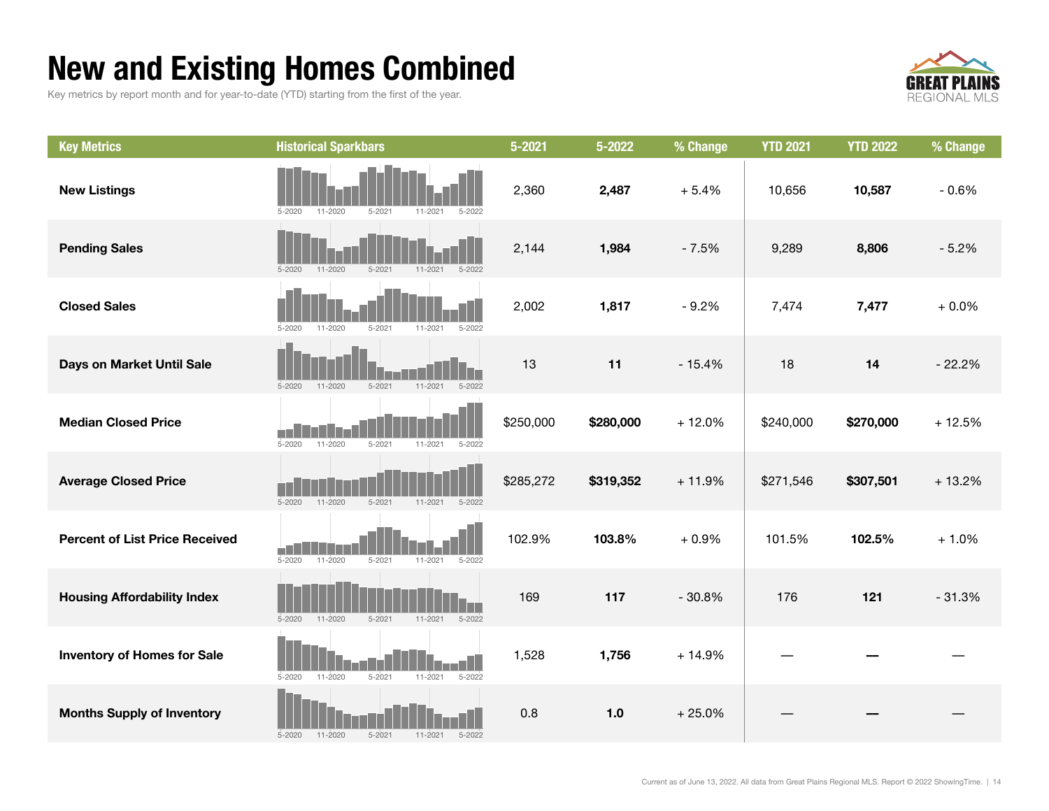# New and Existing Homes Combined

Key metrics by report month and for year-to-date (YTD) starting from the first of the year.

GREAT PLAINS REGIONAL MLS

| Key Metrics | Historical Sparkbars | 5-2021 | 5-2022 | % Change | YTD 2021 | YTD 2022 | % Change |
|---|---|---|---|---|---|---|---|
| New Listings | 5-2020 11-2020 5-2021 11-2021 5-2022 | 2,360 | **2,487** | + 5.4% | 10,656 | **10,587** | - 0.6% |
| Pending Sales | 5-2020 11-2020 5-2021 11-2021 5-2022 | 2,144 | **1,984** | - 7.5% | 9,289 | **8,806** | - 5.2% |
| Closed Sales | 5-2020 11-2020 5-2021 11-2021 5-2022 | 2,002 | **1,817** | - 9.2% | 7,474 | **7,477** | + 0.0% |
| Days on Market Until Sale | 5-2020 11-2020 5-2021 11-2021 5-2022 | 13 | **11** | - 15.4% | 18 | **14** | - 22.2% |
| Median Closed Price | 5-2020 11-2020 5-2021 11-2021 5-2022 | $250,000 | **$280,000** | + 12.0% | $240,000 | **$270,000** | + 12.5% |
| Average Closed Price | 5-2020 11-2020 5-2021 11-2021 5-2022 | $285,272 | **$319,352** | + 11.9% | $271,546 | **$307,501** | + 13.2% |
| Percent of List Price Received | 5-2020 11-2020 5-2021 11-2021 5-2022 | 102.9% | **103.8%** | + 0.9% | 101.5% | **102.5%** | + 1.0% |
| Housing Affordability Index | 5-2020 11-2020 5-2021 11-2021 5-2022 | 169 | **117** | - 30.8% | 176 | **121** | - 31.3% |
| Inventory of Homes for Sale | 5-2020 11-2020 5-2021 11-2021 5-2022 | 1,528 | **1,756** | + 14.9% | — | **—** | — |
| Months Supply of Inventory | 5-2020 11-2020 5-2021 11-2021 5-2022 | 0.8 | **1.0** | + 25.0% | — | **—** | — |

Current as of June 13, 2022. All data from Great Plains Regional MLS. Report © 2022 ShowingTime.